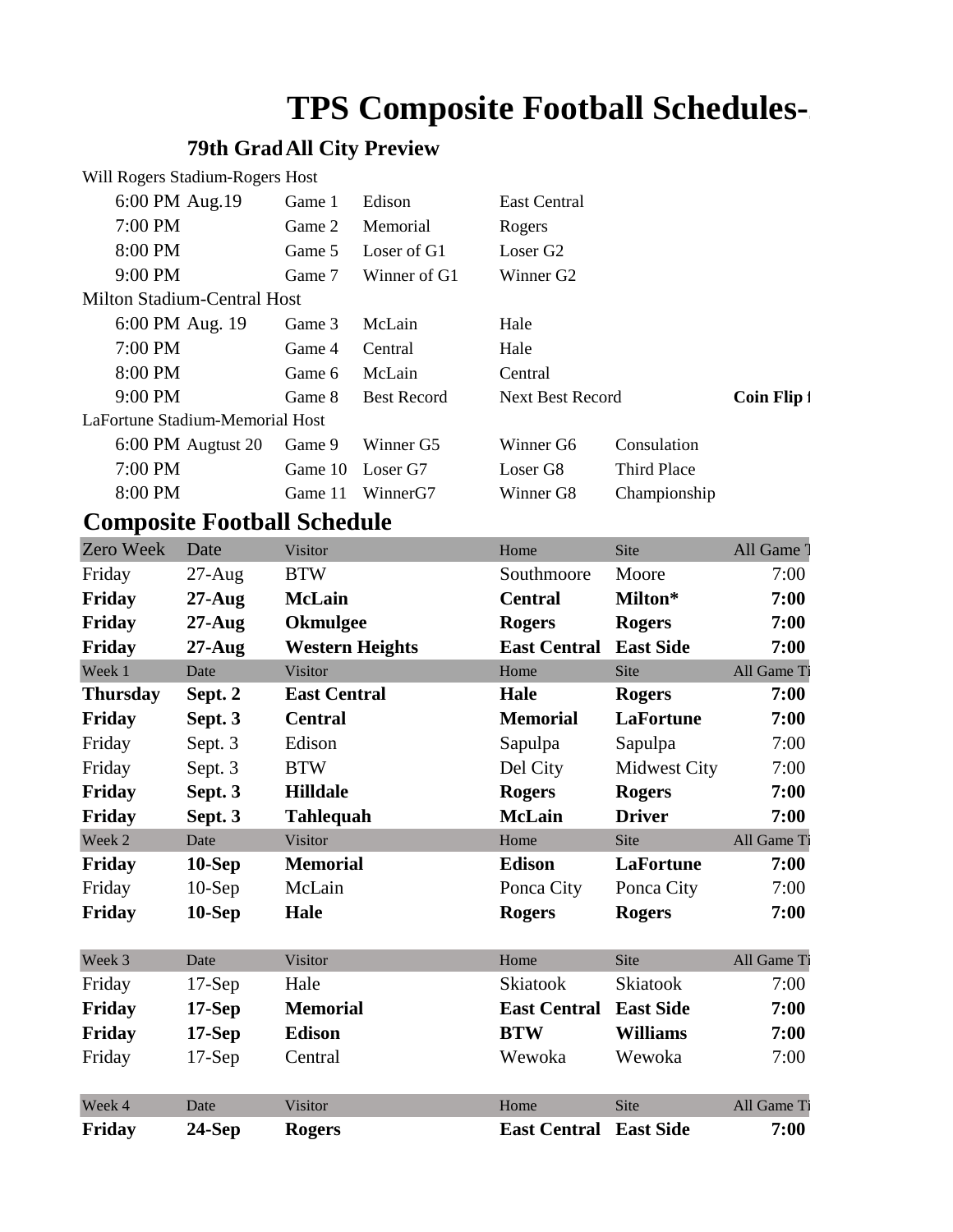# TPS Composite Football Schedules-

### 79th Grad All City Preview

Will Rogers Stadium-Rogers Host

| | | | | | | |
|---|---|---|---|---|---|---|
| 6:00 PM | Aug.19 | Game 1 | Edison | East Central | | |
| 7:00 PM | | Game 2 | Memorial | Rogers | | |
| 8:00 PM | | Game 5 | Loser of G1 | Loser G2 | | |
| 9:00 PM | | Game 7 | Winner of G1 | Winner G2 | | |

Milton Stadium-Central Host

| | | | | | | |
|---|---|---|---|---|---|---|
| 6:00 PM | Aug. 19 | Game 3 | McLain | Hale | | |
| 7:00 PM | | Game 4 | Central | Hale | | |
| 8:00 PM | | Game 6 | McLain | Central | | |
| 9:00 PM | | Game 8 | Best Record | Next Best Record | | **Coin Flip f** |

LaFortune Stadium-Memorial Host

| | | | | | | |
|---|---|---|---|---|---|---|
| 6:00 PM | Augtust 20 | Game 9 | Winner G5 | Winner G6 | Consulation | |
| 7:00 PM | | Game 10 | Loser G7 | Loser G8 | Third Place | |
| 8:00 PM | | Game 11 | WinnerG7 | Winner G8 | Championship | |

## Composite Football Schedule

| Zero Week | Date | Visitor | Home | Site | All Game T |
|---|---|---|---|---|---|
| Friday | 27-Aug | BTW | Southmoore | Moore | 7:00 |
| **Friday** | **27-Aug** | **McLain** | **Central** | **Milton*** | **7:00** |
| **Friday** | **27-Aug** | **Okmulgee** | **Rogers** | **Rogers** | **7:00** |
| **Friday** | **27-Aug** | **Western Heights** | **East Central** | **East Side** | **7:00** |
| Week 1 | Date | Visitor | Home | Site | All Game Ti |
| **Thursday** | **Sept. 2** | **East Central** | **Hale** | **Rogers** | **7:00** |
| **Friday** | **Sept. 3** | **Central** | **Memorial** | **LaFortune** | **7:00** |
| Friday | Sept. 3 | Edison | Sapulpa | Sapulpa | 7:00 |
| Friday | Sept. 3 | BTW | Del City | Midwest City | 7:00 |
| **Friday** | **Sept. 3** | **Hilldale** | **Rogers** | **Rogers** | **7:00** |
| **Friday** | **Sept. 3** | **Tahlequah** | **McLain** | **Driver** | **7:00** |
| Week 2 | Date | Visitor | Home | Site | All Game Ti |
| **Friday** | **10-Sep** | **Memorial** | **Edison** | **LaFortune** | **7:00** |
| Friday | 10-Sep | McLain | Ponca City | Ponca City | 7:00 |
| **Friday** | **10-Sep** | **Hale** | **Rogers** | **Rogers** | **7:00** |
| | | | | | |
| Week 3 | Date | Visitor | Home | Site | All Game Ti |
| Friday | 17-Sep | Hale | Skiatook | Skiatook | 7:00 |
| **Friday** | **17-Sep** | **Memorial** | **East Central** | **East Side** | **7:00** |
| **Friday** | **17-Sep** | **Edison** | **BTW** | **Williams** | **7:00** |
| Friday | 17-Sep | Central | Wewoka | Wewoka | 7:00 |
| | | | | | |
| Week 4 | Date | Visitor | Home | Site | All Game Ti |
| **Friday** | **24-Sep** | **Rogers** | **East Central** | **East Side** | **7:00** |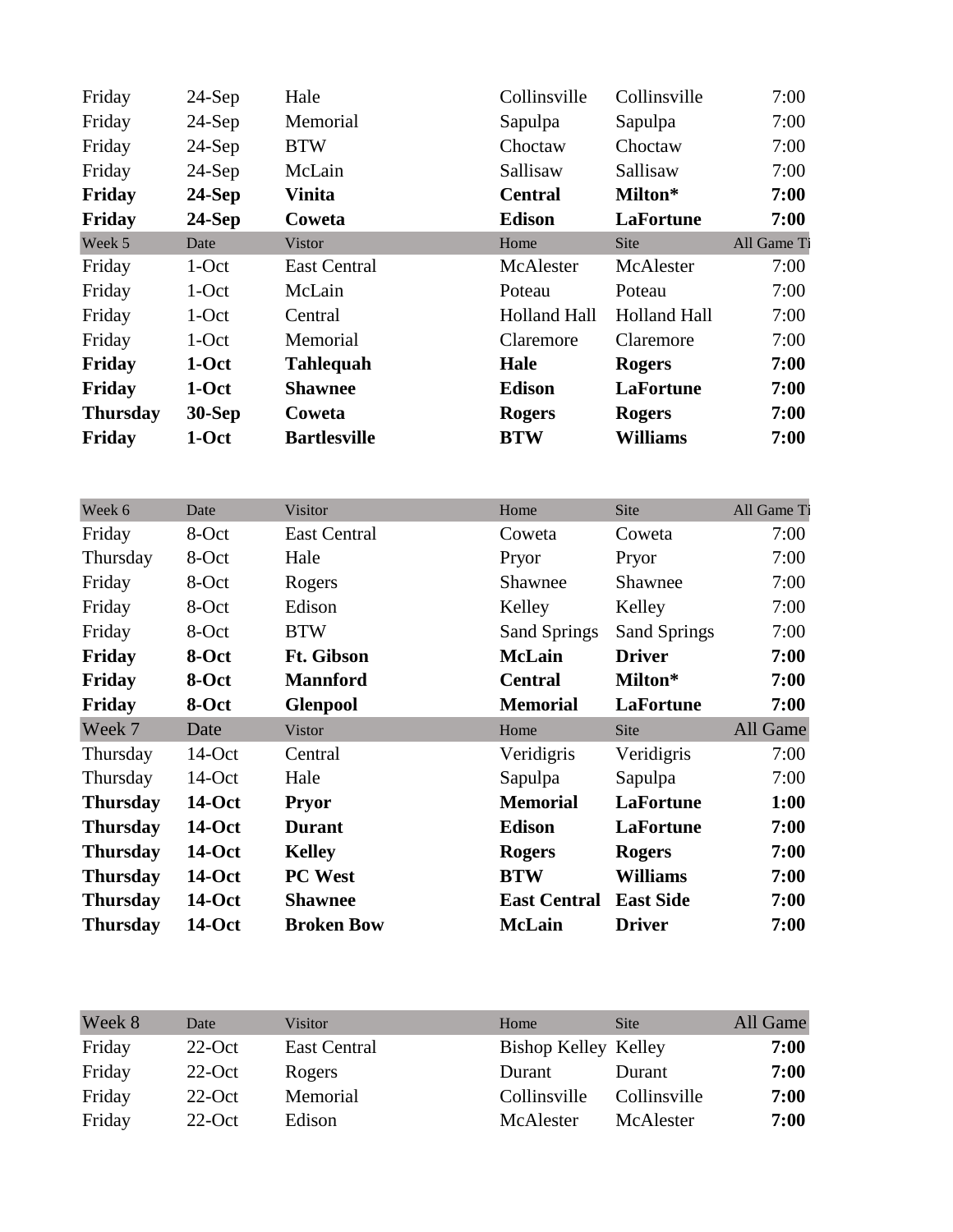| | | | | | |
|---|---|---|---|---|---|
| Friday | 24-Sep | Hale | Collinsville | Collinsville | 7:00 |
| Friday | 24-Sep | Memorial | Sapulpa | Sapulpa | 7:00 |
| Friday | 24-Sep | BTW | Choctaw | Choctaw | 7:00 |
| Friday | 24-Sep | McLain | Sallisaw | Sallisaw | 7:00 |
| **Friday** | **24-Sep** | **Vinita** | **Central** | **Milton*** | **7:00** |
| **Friday** | **24-Sep** | **Coweta** | **Edison** | **LaFortune** | **7:00** |

| Week 5 | Date | Vistor | Home | Site | All Game Ti |
|---|---|---|---|---|---|
| Friday | 1-Oct | East Central | McAlester | McAlester | 7:00 |
| Friday | 1-Oct | McLain | Poteau | Poteau | 7:00 |
| Friday | 1-Oct | Central | Holland Hall | Holland Hall | 7:00 |
| Friday | 1-Oct | Memorial | Claremore | Claremore | 7:00 |
| **Friday** | **1-Oct** | **Tahlequah** | **Hale** | **Rogers** | **7:00** |
| **Friday** | **1-Oct** | **Shawnee** | **Edison** | **LaFortune** | **7:00** |
| **Thursday** | **30-Sep** | **Coweta** | **Rogers** | **Rogers** | **7:00** |
| **Friday** | **1-Oct** | **Bartlesville** | **BTW** | **Williams** | **7:00** |

| Week 6 | Date | Visitor | Home | Site | All Game Ti |
|---|---|---|---|---|---|
| Friday | 8-Oct | East Central | Coweta | Coweta | 7:00 |
| Thursday | 8-Oct | Hale | Pryor | Pryor | 7:00 |
| Friday | 8-Oct | Rogers | Shawnee | Shawnee | 7:00 |
| Friday | 8-Oct | Edison | Kelley | Kelley | 7:00 |
| Friday | 8-Oct | BTW | Sand Springs | Sand Springs | 7:00 |
| **Friday** | **8-Oct** | **Ft. Gibson** | **McLain** | **Driver** | **7:00** |
| **Friday** | **8-Oct** | **Mannford** | **Central** | **Milton*** | **7:00** |
| **Friday** | **8-Oct** | **Glenpool** | **Memorial** | **LaFortune** | **7:00** |

| Week 7 | Date | Vistor | Home | Site | All Game |
|---|---|---|---|---|---|
| Thursday | 14-Oct | Central | Veridigris | Veridigris | 7:00 |
| Thursday | 14-Oct | Hale | Sapulpa | Sapulpa | 7:00 |
| **Thursday** | **14-Oct** | **Pryor** | **Memorial** | **LaFortune** | **1:00** |
| **Thursday** | **14-Oct** | **Durant** | **Edison** | **LaFortune** | **7:00** |
| **Thursday** | **14-Oct** | **Kelley** | **Rogers** | **Rogers** | **7:00** |
| **Thursday** | **14-Oct** | **PC West** | **BTW** | **Williams** | **7:00** |
| **Thursday** | **14-Oct** | **Shawnee** | **East Central** | **East Side** | **7:00** |
| **Thursday** | **14-Oct** | **Broken Bow** | **McLain** | **Driver** | **7:00** |

| Week 8 | Date | Visitor | Home | Site | All Game |
|---|---|---|---|---|---|
| Friday | 22-Oct | East Central | Bishop Kelley | Kelley | **7:00** |
| Friday | 22-Oct | Rogers | Durant | Durant | **7:00** |
| Friday | 22-Oct | Memorial | Collinsville | Collinsville | **7:00** |
| Friday | 22-Oct | Edison | McAlester | McAlester | **7:00** |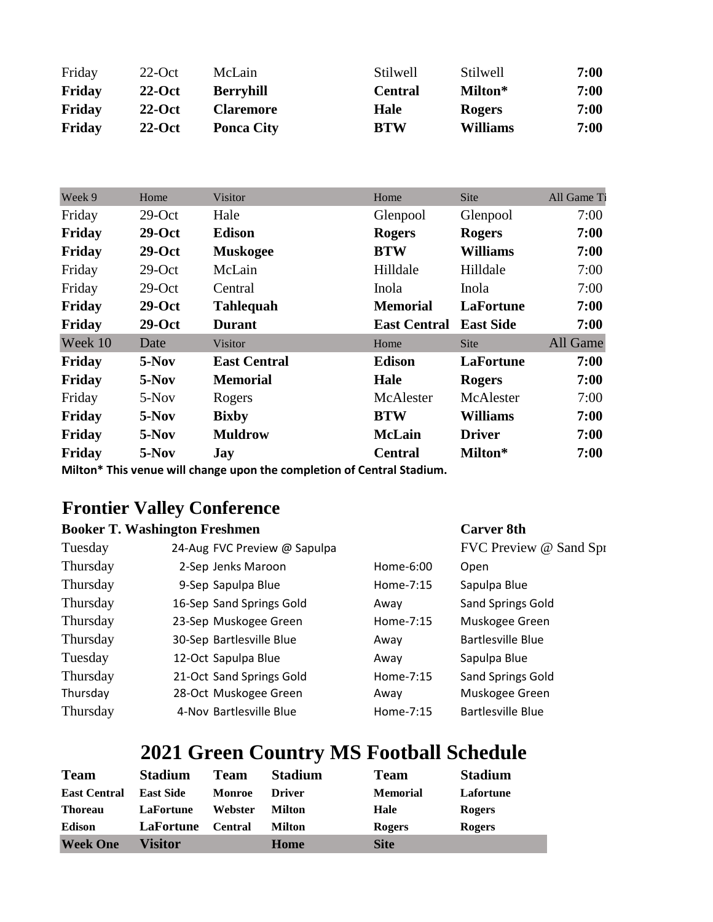| | | | | | |
|---|---|---|---|---|---|
| Friday | 22-Oct | McLain | Stilwell | Stilwell | 7:00 |
| **Friday** | **22-Oct** | **Berryhill** | **Central** | **Milton*** | **7:00** |
| **Friday** | **22-Oct** | **Claremore** | **Hale** | **Rogers** | **7:00** |
| **Friday** | **22-Oct** | **Ponca City** | **BTW** | **Williams** | **7:00** |

| Week 9 | Home | Visitor | Home | Site | All Game Ti |
|---|---|---|---|---|---|
| Friday | 29-Oct | Hale | Glenpool | Glenpool | 7:00 |
| **Friday** | **29-Oct** | **Edison** | **Rogers** | **Rogers** | **7:00** |
| **Friday** | **29-Oct** | **Muskogee** | **BTW** | **Williams** | **7:00** |
| Friday | 29-Oct | McLain | Hilldale | Hilldale | 7:00 |
| Friday | 29-Oct | Central | Inola | Inola | 7:00 |
| **Friday** | **29-Oct** | **Tahlequah** | **Memorial** | **LaFortune** | **7:00** |
| **Friday** | **29-Oct** | **Durant** | **East Central** | **East Side** | **7:00** |
| Week 10 | Date | Visitor | Home | Site | All Game |
| **Friday** | **5-Nov** | **East Central** | **Edison** | **LaFortune** | **7:00** |
| **Friday** | **5-Nov** | **Memorial** | **Hale** | **Rogers** | **7:00** |
| Friday | 5-Nov | Rogers | McAlester | McAlester | 7:00 |
| **Friday** | **5-Nov** | **Bixby** | **BTW** | **Williams** | **7:00** |
| **Friday** | **5-Nov** | **Muldrow** | **McLain** | **Driver** | **7:00** |
| **Friday** | **5-Nov** | **Jay** | **Central** | **Milton*** | **7:00** |

**Milton* This venue will change upon the completion of Central Stadium.**

## Frontier Valley Conference

| **Booker T. Washington Freshmen** | | | **Carver 8th** |
|---|---|---|---|
| Tuesday | 24-Aug FVC Preview @ Sapulpa | | FVC Preview @ Sand Spr |
| Thursday | 2-Sep Jenks Maroon | Home-6:00 | Open |
| Thursday | 9-Sep Sapulpa Blue | Home-7:15 | Sapulpa Blue |
| Thursday | 16-Sep Sand Springs Gold | Away | Sand Springs Gold |
| Thursday | 23-Sep Muskogee Green | Home-7:15 | Muskogee Green |
| Thursday | 30-Sep Bartlesville Blue | Away | Bartlesville Blue |
| Tuesday | 12-Oct Sapulpa Blue | Away | Sapulpa Blue |
| Thursday | 21-Oct Sand Springs Gold | Home-7:15 | Sand Springs Gold |
| Thursday | 28-Oct Muskogee Green | Away | Muskogee Green |
| Thursday | 4-Nov Bartlesville Blue | Home-7:15 | Bartlesville Blue |

# 2021 Green Country MS Football Schedule

| **Team** | **Stadium** | **Team** | **Stadium** | **Team** | **Stadium** |
|---|---|---|---|---|---|
| **East Central** | **East Side** | **Monroe** | **Driver** | **Memorial** | **Lafortune** |
| **Thoreau** | **LaFortune** | **Webster** | **Milton** | **Hale** | **Rogers** |
| **Edison** | **LaFortune** | **Central** | **Milton** | **Rogers** | **Rogers** |
| **Week One** | **Visitor** | | **Home** | **Site** | |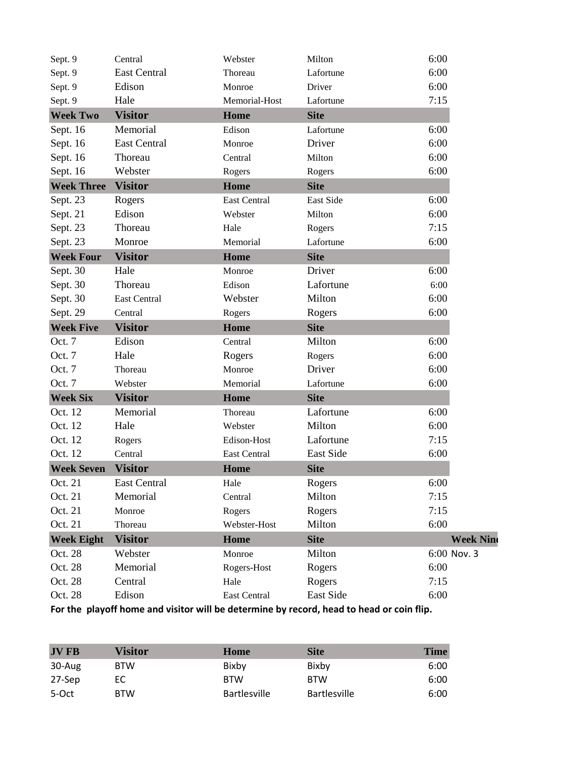| | | | | |
|---|---|---|---|---|
| Sept. 9 | Central | Webster | Milton | 6:00 |
| Sept. 9 | East Central | Thoreau | Lafortune | 6:00 |
| Sept. 9 | Edison | Monroe | Driver | 6:00 |
| Sept. 9 | Hale | Memorial-Host | Lafortune | 7:15 |
| **Week Two** | **Visitor** | **Home** | **Site** | |
| Sept. 16 | Memorial | Edison | Lafortune | 6:00 |
| Sept. 16 | East Central | Monroe | Driver | 6:00 |
| Sept. 16 | Thoreau | Central | Milton | 6:00 |
| Sept. 16 | Webster | Rogers | Rogers | 6:00 |
| **Week Three** | **Visitor** | **Home** | **Site** | |
| Sept. 23 | Rogers | East Central | East Side | 6:00 |
| Sept. 21 | Edison | Webster | Milton | 6:00 |
| Sept. 23 | Thoreau | Hale | Rogers | 7:15 |
| Sept. 23 | Monroe | Memorial | Lafortune | 6:00 |
| **Week Four** | **Visitor** | **Home** | **Site** | |
| Sept. 30 | Hale | Monroe | Driver | 6:00 |
| Sept. 30 | Thoreau | Edison | Lafortune | 6:00 |
| Sept. 30 | East Central | Webster | Milton | 6:00 |
| Sept. 29 | Central | Rogers | Rogers | 6:00 |
| **Week Five** | **Visitor** | **Home** | **Site** | |
| Oct. 7 | Edison | Central | Milton | 6:00 |
| Oct. 7 | Hale | Rogers | Rogers | 6:00 |
| Oct. 7 | Thoreau | Monroe | Driver | 6:00 |
| Oct. 7 | Webster | Memorial | Lafortune | 6:00 |
| **Week Six** | **Visitor** | **Home** | **Site** | |
| Oct. 12 | Memorial | Thoreau | Lafortune | 6:00 |
| Oct. 12 | Hale | Webster | Milton | 6:00 |
| Oct. 12 | Rogers | Edison-Host | Lafortune | 7:15 |
| Oct. 12 | Central | East Central | East Side | 6:00 |
| **Week Seven** | **Visitor** | **Home** | **Site** | |
| Oct. 21 | East Central | Hale | Rogers | 6:00 |
| Oct. 21 | Memorial | Central | Milton | 7:15 |
| Oct. 21 | Monroe | Rogers | Rogers | 7:15 |
| Oct. 21 | Thoreau | Webster-Host | Milton | 6:00 |
| **Week Eight** | **Visitor** | **Home** | **Site** | |
| Oct. 28 | Webster | Monroe | Milton | 6:00 |
| Oct. 28 | Memorial | Rogers-Host | Rogers | 6:00 |
| Oct. 28 | Central | Hale | Rogers | 7:15 |
| Oct. 28 | Edison | East Central | East Side | 6:00 |

**Week Nine**
Nov. 3

**For the playoff home and visitor will be determine by record, head to head or coin flip.**

| JV FB | Visitor | Home | Site | Time |
|---|---|---|---|---|
| 30-Aug | BTW | Bixby | Bixby | 6:00 |
| 27-Sep | EC | BTW | BTW | 6:00 |
| 5-Oct | BTW | Bartlesville | Bartlesville | 6:00 |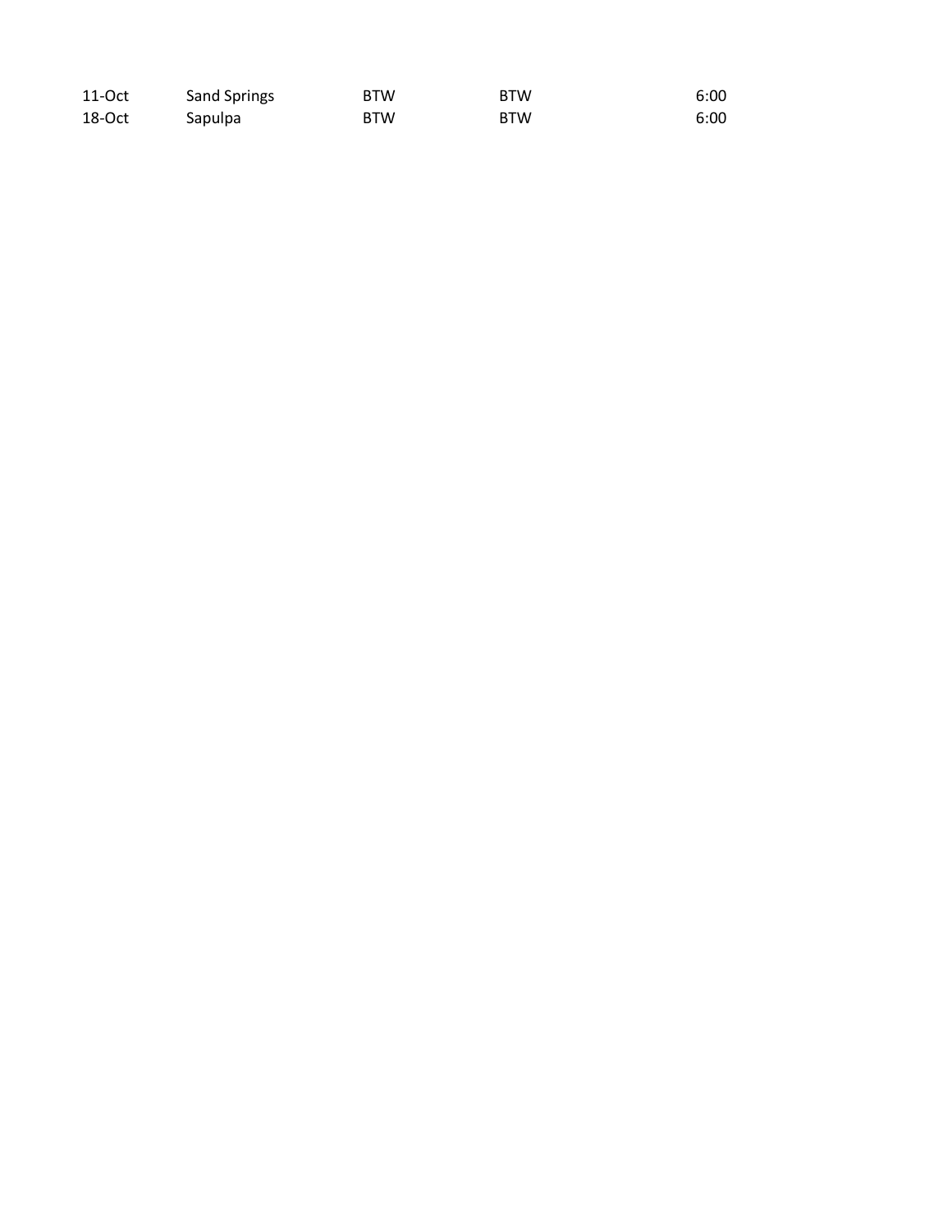| | | | | |
|---|---|---|---|---|
| 11-Oct | Sand Springs | BTW | BTW | 6:00 |
| 18-Oct | Sapulpa | BTW | BTW | 6:00 |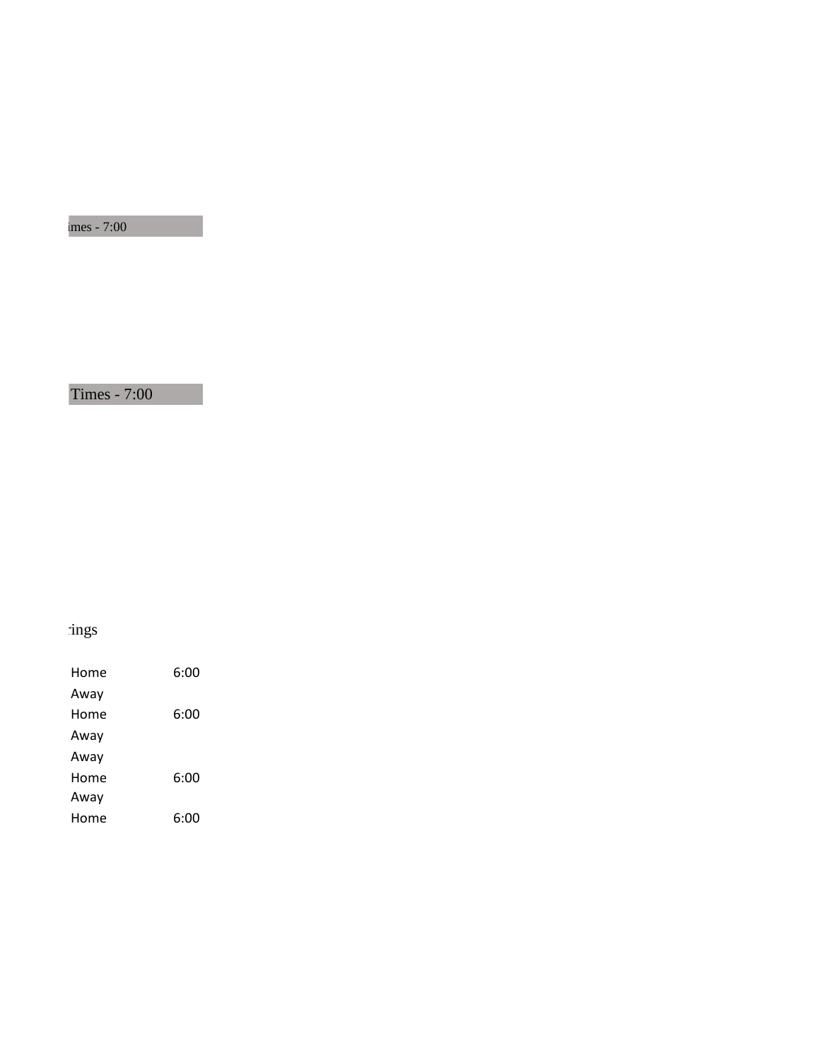imes - 7:00

Times - 7:00

:ings

| | |
|---|---|
| Home | 6:00 |
| Away | |
| Home | 6:00 |
| Away | |
| Away | |
| Home | 6:00 |
| Away | |
| Home | 6:00 |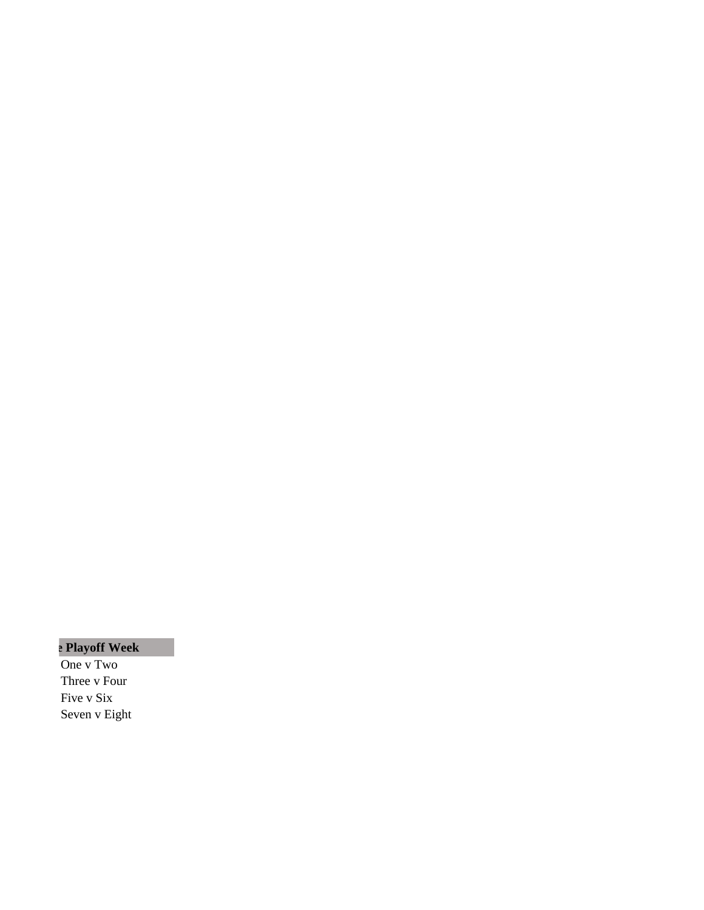**e Playoff Week**

One v Two
Three v Four
Five v Six
Seven v Eight